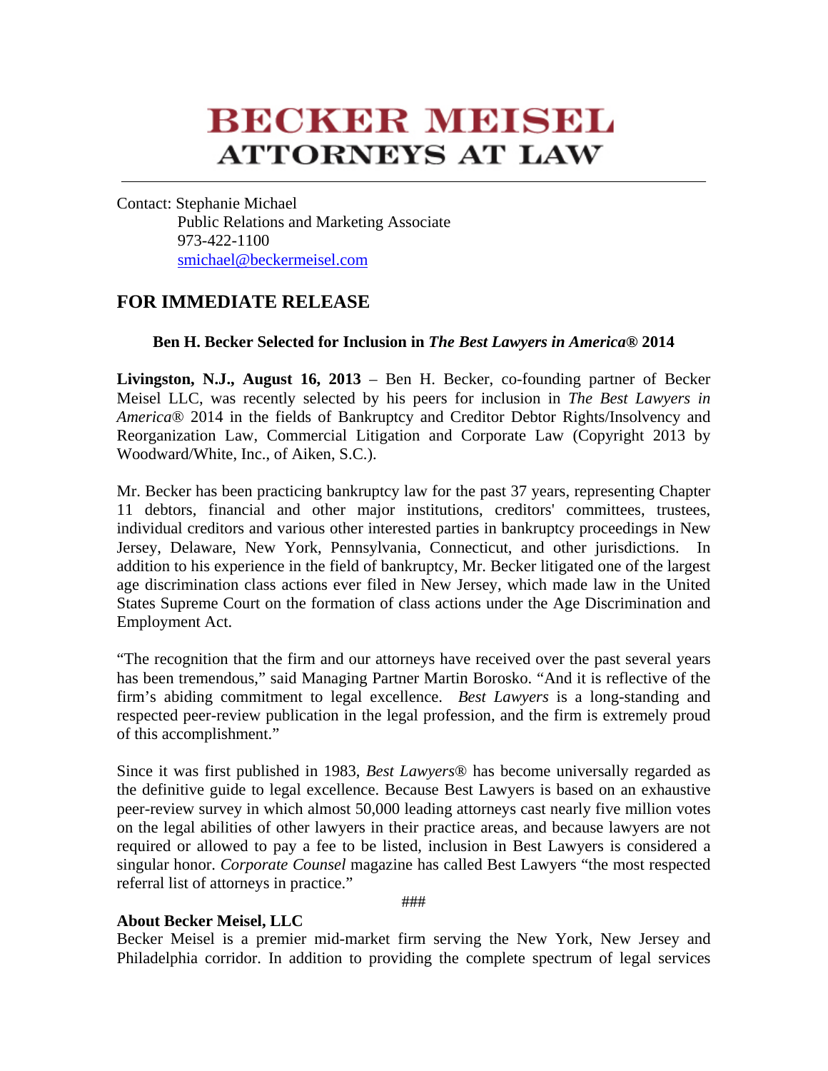# BECKER MEISEL
## ATTORNEYS AT LAW

---

Contact: Stephanie Michael
Public Relations and Marketing Associate
973-422-1100
smichael@beckermeisel.com

## FOR IMMEDIATE RELEASE

**Ben H. Becker Selected for Inclusion in *The Best Lawyers in America*® 2014**

**Livingston, N.J., August 16, 2013** – Ben H. Becker, co-founding partner of Becker Meisel LLC, was recently selected by his peers for inclusion in *The Best Lawyers in America*® 2014 in the fields of Bankruptcy and Creditor Debtor Rights/Insolvency and Reorganization Law, Commercial Litigation and Corporate Law (Copyright 2013 by Woodward/White, Inc., of Aiken, S.C.).

Mr. Becker has been practicing bankruptcy law for the past 37 years, representing Chapter 11 debtors, financial and other major institutions, creditors' committees, trustees, individual creditors and various other interested parties in bankruptcy proceedings in New Jersey, Delaware, New York, Pennsylvania, Connecticut, and other jurisdictions. In addition to his experience in the field of bankruptcy, Mr. Becker litigated one of the largest age discrimination class actions ever filed in New Jersey, which made law in the United States Supreme Court on the formation of class actions under the Age Discrimination and Employment Act.

"The recognition that the firm and our attorneys have received over the past several years has been tremendous," said Managing Partner Martin Borosko. "And it is reflective of the firm's abiding commitment to legal excellence. *Best Lawyers* is a long-standing and respected peer-review publication in the legal profession, and the firm is extremely proud of this accomplishment."

Since it was first published in 1983, *Best Lawyers*® has become universally regarded as the definitive guide to legal excellence. Because Best Lawyers is based on an exhaustive peer-review survey in which almost 50,000 leading attorneys cast nearly five million votes on the legal abilities of other lawyers in their practice areas, and because lawyers are not required or allowed to pay a fee to be listed, inclusion in Best Lawyers is considered a singular honor. *Corporate Counsel* magazine has called Best Lawyers "the most respected referral list of attorneys in practice."

###

**About Becker Meisel, LLC**
Becker Meisel is a premier mid-market firm serving the New York, New Jersey and Philadelphia corridor. In addition to providing the complete spectrum of legal services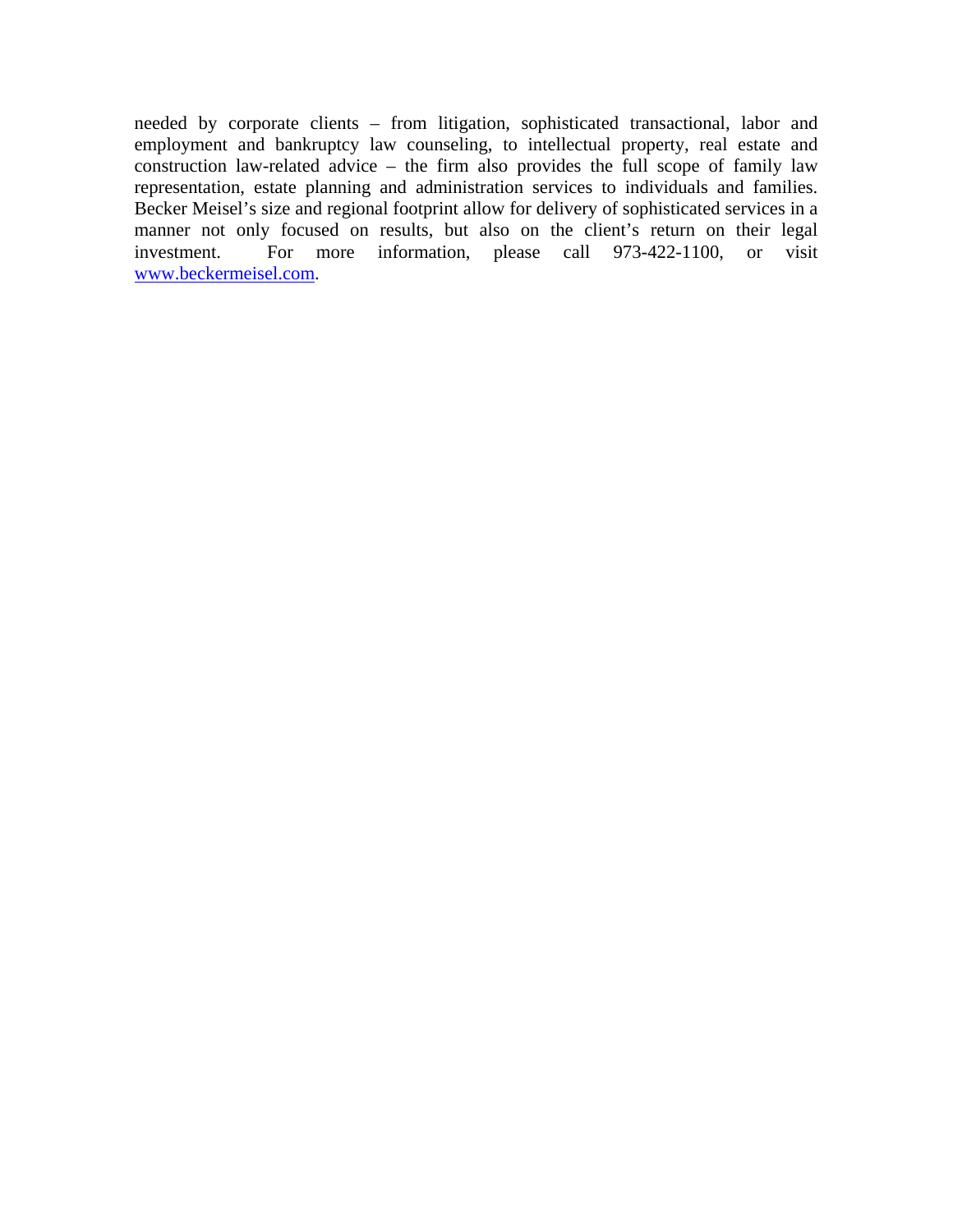needed by corporate clients – from litigation, sophisticated transactional, labor and employment and bankruptcy law counseling, to intellectual property, real estate and construction law-related advice – the firm also provides the full scope of family law representation, estate planning and administration services to individuals and families. Becker Meisel's size and regional footprint allow for delivery of sophisticated services in a manner not only focused on results, but also on the client's return on their legal investment. For more information, please call 973-422-1100, or visit www.beckermeisel.com.